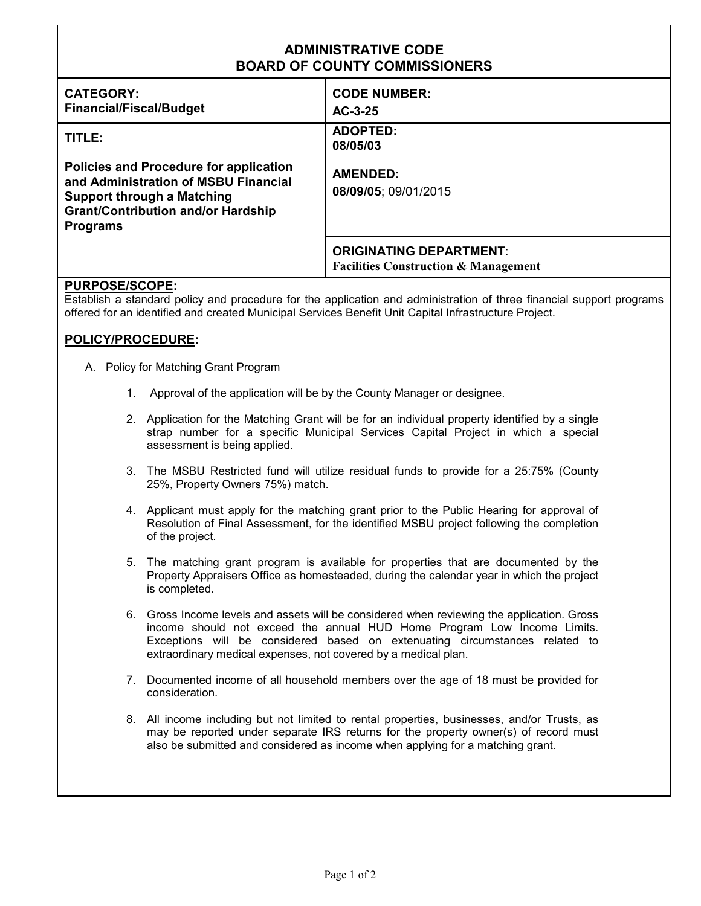# ADMINISTRATIVE CODE
# BOARD OF COUNTY COMMISSIONERS

| **CATEGORY:**<br>**Financial/Fiscal/Budget** | **CODE NUMBER:**<br>**AC-3-25** |
| --- | --- |
| **TITLE:**<br><br>**Policies and Procedure for application and Administration of MSBU Financial Support through a Matching Grant/Contribution and/or Hardship Programs** | **ADOPTED:**<br>**08/05/03**<br><br>**AMENDED:**<br>**08/09/05**; 09/01/2015<br><br>**ORIGINATING DEPARTMENT**:<br>**Facilities Construction & Management** |

## PURPOSE/SCOPE:

Establish a standard policy and procedure for the application and administration of three financial support programs offered for an identified and created Municipal Services Benefit Unit Capital Infrastructure Project.

## POLICY/PROCEDURE:

A. Policy for Matching Grant Program

1. Approval of the application will be by the County Manager or designee.

2. Application for the Matching Grant will be for an individual property identified by a single strap number for a specific Municipal Services Capital Project in which a special assessment is being applied.

3. The MSBU Restricted fund will utilize residual funds to provide for a 25:75% (County 25%, Property Owners 75%) match.

4. Applicant must apply for the matching grant prior to the Public Hearing for approval of Resolution of Final Assessment, for the identified MSBU project following the completion of the project.

5. The matching grant program is available for properties that are documented by the Property Appraisers Office as homesteaded, during the calendar year in which the project is completed.

6. Gross Income levels and assets will be considered when reviewing the application. Gross income should not exceed the annual HUD Home Program Low Income Limits. Exceptions will be considered based on extenuating circumstances related to extraordinary medical expenses, not covered by a medical plan.

7. Documented income of all household members over the age of 18 must be provided for consideration.

8. All income including but not limited to rental properties, businesses, and/or Trusts, as may be reported under separate IRS returns for the property owner(s) of record must also be submitted and considered as income when applying for a matching grant.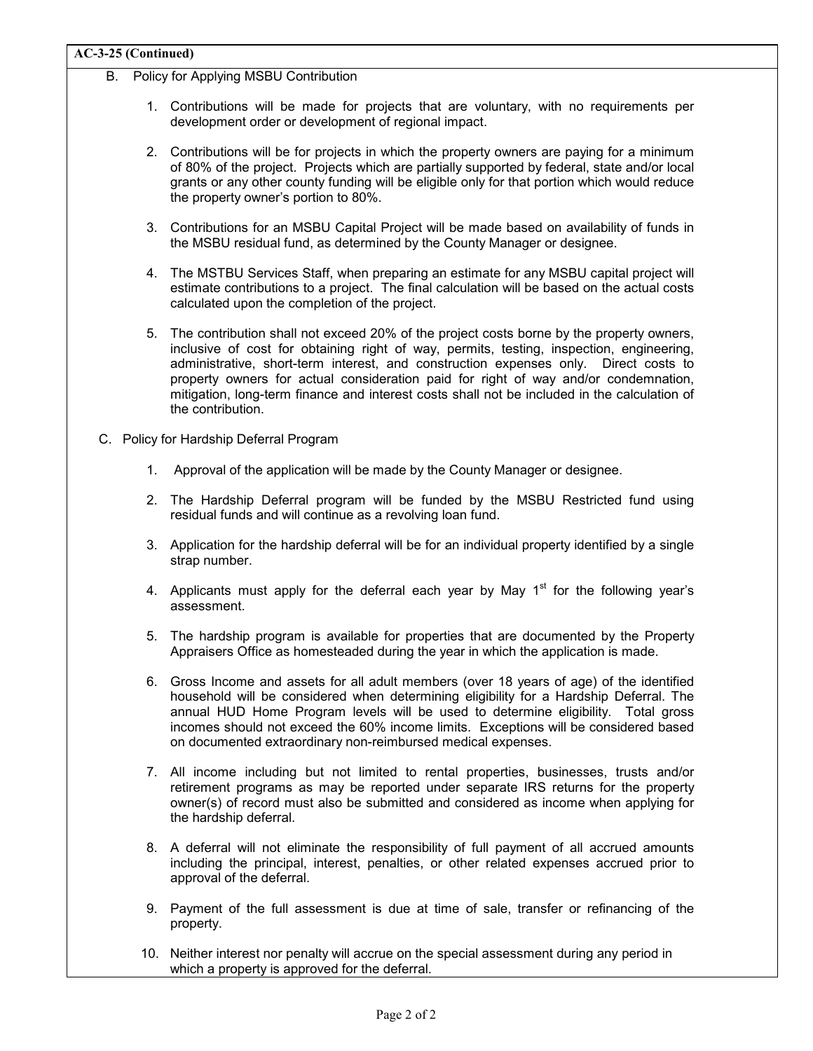**AC-3-25 (Continued)**

B. Policy for Applying MSBU Contribution

1. Contributions will be made for projects that are voluntary, with no requirements per development order or development of regional impact.

2. Contributions will be for projects in which the property owners are paying for a minimum of 80% of the project. Projects which are partially supported by federal, state and/or local grants or any other county funding will be eligible only for that portion which would reduce the property owner's portion to 80%.

3. Contributions for an MSBU Capital Project will be made based on availability of funds in the MSBU residual fund, as determined by the County Manager or designee.

4. The MSTBU Services Staff, when preparing an estimate for any MSBU capital project will estimate contributions to a project. The final calculation will be based on the actual costs calculated upon the completion of the project.

5. The contribution shall not exceed 20% of the project costs borne by the property owners, inclusive of cost for obtaining right of way, permits, testing, inspection, engineering, administrative, short-term interest, and construction expenses only. Direct costs to property owners for actual consideration paid for right of way and/or condemnation, mitigation, long-term finance and interest costs shall not be included in the calculation of the contribution.

C. Policy for Hardship Deferral Program

1. Approval of the application will be made by the County Manager or designee.

2. The Hardship Deferral program will be funded by the MSBU Restricted fund using residual funds and will continue as a revolving loan fund.

3. Application for the hardship deferral will be for an individual property identified by a single strap number.

4. Applicants must apply for the deferral each year by May 1st for the following year's assessment.

5. The hardship program is available for properties that are documented by the Property Appraisers Office as homesteaded during the year in which the application is made.

6. Gross Income and assets for all adult members (over 18 years of age) of the identified household will be considered when determining eligibility for a Hardship Deferral. The annual HUD Home Program levels will be used to determine eligibility. Total gross incomes should not exceed the 60% income limits. Exceptions will be considered based on documented extraordinary non-reimbursed medical expenses.

7. All income including but not limited to rental properties, businesses, trusts and/or retirement programs as may be reported under separate IRS returns for the property owner(s) of record must also be submitted and considered as income when applying for the hardship deferral.

8. A deferral will not eliminate the responsibility of full payment of all accrued amounts including the principal, interest, penalties, or other related expenses accrued prior to approval of the deferral.

9. Payment of the full assessment is due at time of sale, transfer or refinancing of the property.

10. Neither interest nor penalty will accrue on the special assessment during any period in which a property is approved for the deferral.